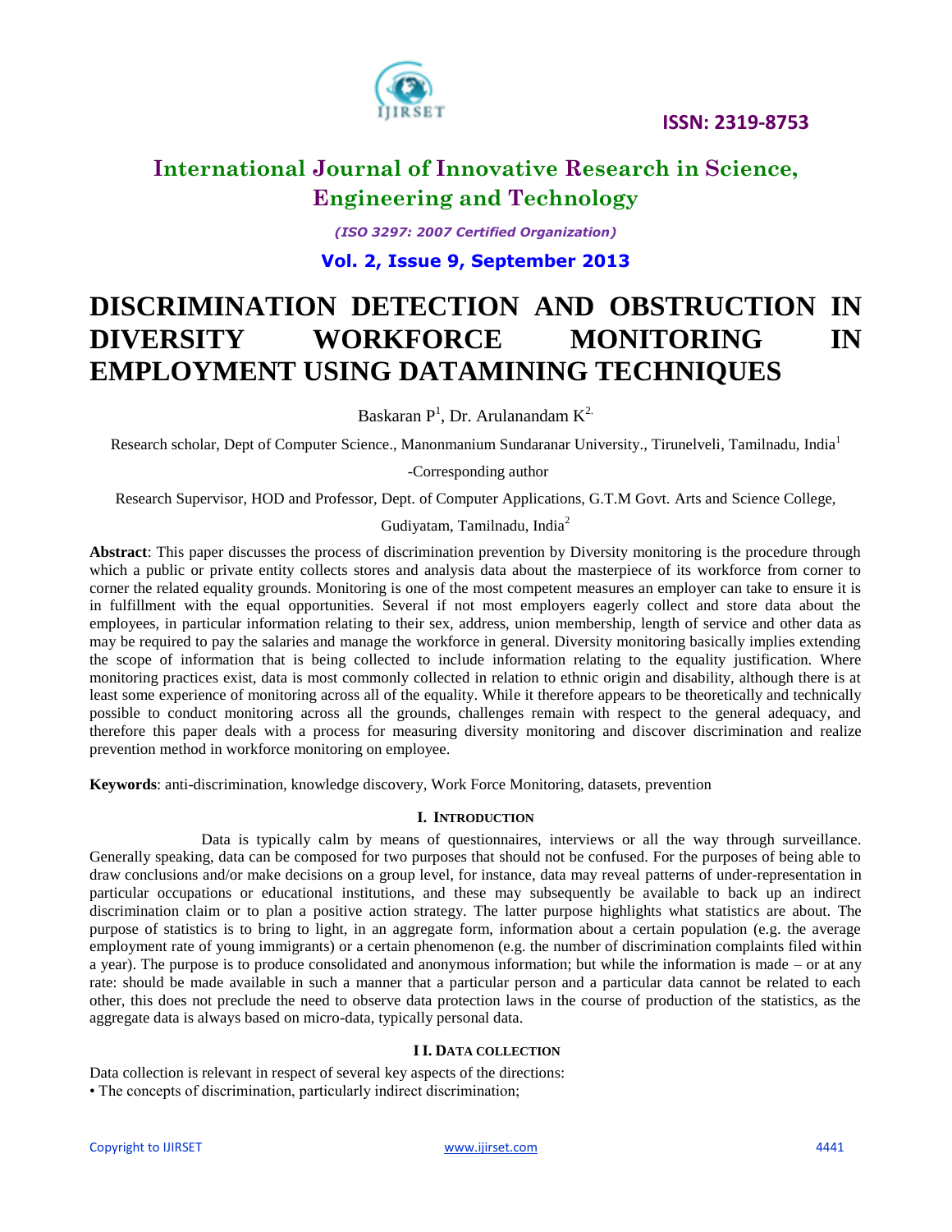# DISCRIMINATION DETECTION AND OBSTRUCTION IN DIVERSITY WORKFORCE MONITORING IN EMPLOYMENT USING DATAMINING TECHNIQUES

Baskaran P[1], Dr. Arulanandam K[2.]

Research scholar, Dept of Computer Science., Manonmanium Sundaranar University., Tirunelveli, Tamilnadu, India[1]

-Corresponding author

Research Supervisor, HOD and Professor, Dept. of Computer Applications, G.T.M Govt. Arts and Science College, Gudiyatam, Tamilnadu, India[2]

**Abstract**: This paper discusses the process of discrimination prevention by Diversity monitoring is the procedure through which a public or private entity collects stores and analysis data about the masterpiece of its workforce from corner to corner the related equality grounds. Monitoring is one of the most competent measures an employer can take to ensure it is in fulfillment with the equal opportunities. Several if not most employers eagerly collect and store data about the employees, in particular information relating to their sex, address, union membership, length of service and other data as may be required to pay the salaries and manage the workforce in general. Diversity monitoring basically implies extending the scope of information that is being collected to include information relating to the equality justification. Where monitoring practices exist, data is most commonly collected in relation to ethnic origin and disability, although there is at least some experience of monitoring across all of the equality. While it therefore appears to be theoretically and technically possible to conduct monitoring across all the grounds, challenges remain with respect to the general adequacy, and therefore this paper deals with a process for measuring diversity monitoring and discover discrimination and realize prevention method in workforce monitoring on employee.

**Keywords**: anti-discrimination, knowledge discovery, Work Force Monitoring, datasets, prevention

## I. INTRODUCTION

Data is typically calm by means of questionnaires, interviews or all the way through surveillance. Generally speaking, data can be composed for two purposes that should not be confused. For the purposes of being able to draw conclusions and/or make decisions on a group level, for instance, data may reveal patterns of under-representation in particular occupations or educational institutions, and these may subsequently be available to back up an indirect discrimination claim or to plan a positive action strategy. The latter purpose highlights what statistics are about. The purpose of statistics is to bring to light, in an aggregate form, information about a certain population (e.g. the average employment rate of young immigrants) or a certain phenomenon (e.g. the number of discrimination complaints filed within a year). The purpose is to produce consolidated and anonymous information; but while the information is made – or at any rate: should be made available in such a manner that a particular person and a particular data cannot be related to each other, this does not preclude the need to observe data protection laws in the course of production of the statistics, as the aggregate data is always based on micro-data, typically personal data.

## I I. DATA COLLECTION

Data collection is relevant in respect of several key aspects of the directions:

• The concepts of discrimination, particularly indirect discrimination;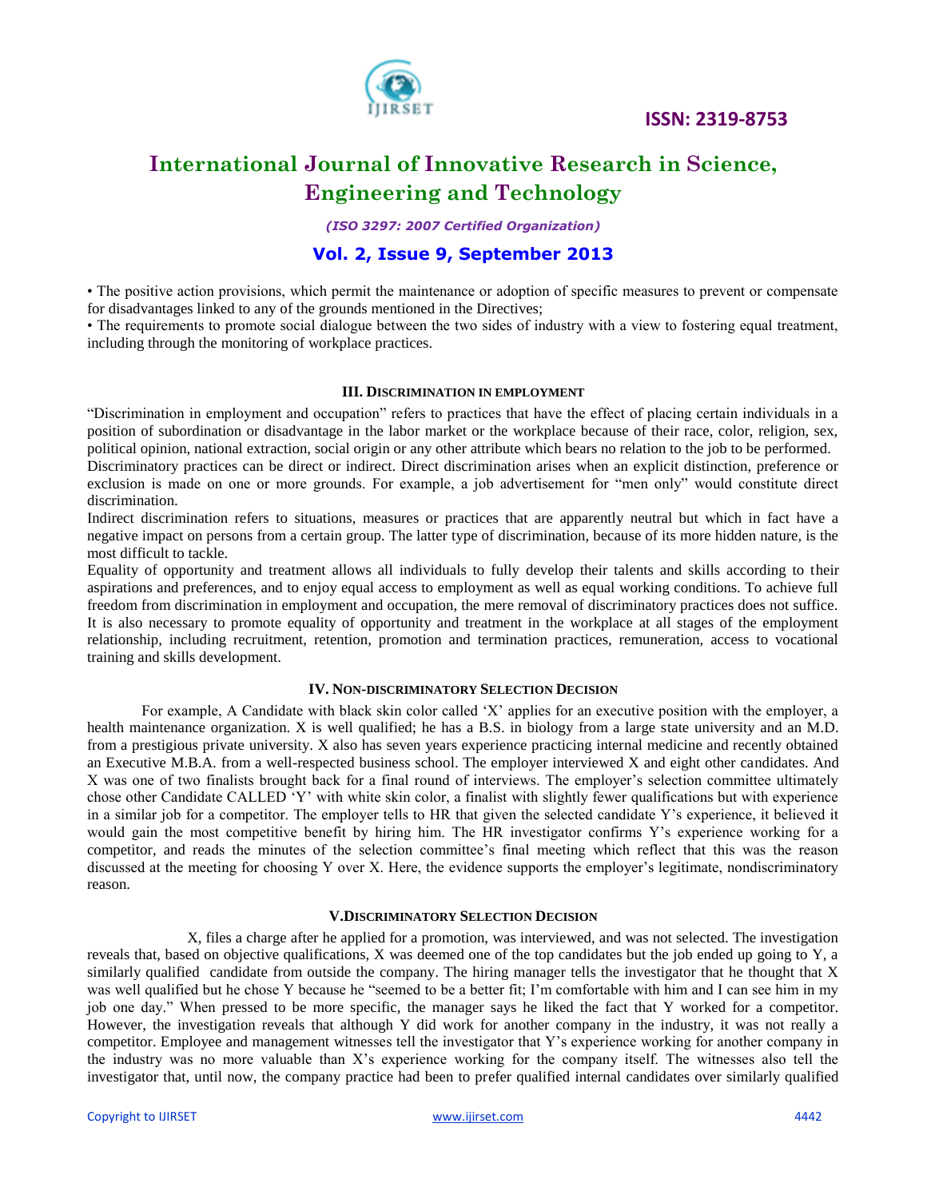• The positive action provisions, which permit the maintenance or adoption of specific measures to prevent or compensate for disadvantages linked to any of the grounds mentioned in the Directives;

• The requirements to promote social dialogue between the two sides of industry with a view to fostering equal treatment, including through the monitoring of workplace practices.

## III. Discrimination in Employment

"Discrimination in employment and occupation" refers to practices that have the effect of placing certain individuals in a position of subordination or disadvantage in the labor market or the workplace because of their race, color, religion, sex, political opinion, national extraction, social origin or any other attribute which bears no relation to the job to be performed.

Discriminatory practices can be direct or indirect. Direct discrimination arises when an explicit distinction, preference or exclusion is made on one or more grounds. For example, a job advertisement for "men only" would constitute direct discrimination.

Indirect discrimination refers to situations, measures or practices that are apparently neutral but which in fact have a negative impact on persons from a certain group. The latter type of discrimination, because of its more hidden nature, is the most difficult to tackle.

Equality of opportunity and treatment allows all individuals to fully develop their talents and skills according to their aspirations and preferences, and to enjoy equal access to employment as well as equal working conditions. To achieve full freedom from discrimination in employment and occupation, the mere removal of discriminatory practices does not suffice. It is also necessary to promote equality of opportunity and treatment in the workplace at all stages of the employment relationship, including recruitment, retention, promotion and termination practices, remuneration, access to vocational training and skills development.

## IV. Non-discriminatory Selection Decision

For example, A Candidate with black skin color called 'X' applies for an executive position with the employer, a health maintenance organization. X is well qualified; he has a B.S. in biology from a large state university and an M.D. from a prestigious private university. X also has seven years experience practicing internal medicine and recently obtained an Executive M.B.A. from a well-respected business school. The employer interviewed X and eight other candidates. And X was one of two finalists brought back for a final round of interviews. The employer's selection committee ultimately chose other Candidate CALLED 'Y' with white skin color, a finalist with slightly fewer qualifications but with experience in a similar job for a competitor. The employer tells to HR that given the selected candidate Y's experience, it believed it would gain the most competitive benefit by hiring him. The HR investigator confirms Y's experience working for a competitor, and reads the minutes of the selection committee's final meeting which reflect that this was the reason discussed at the meeting for choosing Y over X. Here, the evidence supports the employer's legitimate, nondiscriminatory reason.

## V. Discriminatory Selection Decision

X, files a charge after he applied for a promotion, was interviewed, and was not selected. The investigation reveals that, based on objective qualifications, X was deemed one of the top candidates but the job ended up going to Y, a similarly qualified candidate from outside the company. The hiring manager tells the investigator that he thought that X was well qualified but he chose Y because he "seemed to be a better fit; I'm comfortable with him and I can see him in my job one day." When pressed to be more specific, the manager says he liked the fact that Y worked for a competitor. However, the investigation reveals that although Y did work for another company in the industry, it was not really a competitor. Employee and management witnesses tell the investigator that Y's experience working for another company in the industry was no more valuable than X's experience working for the company itself. The witnesses also tell the investigator that, until now, the company practice had been to prefer qualified internal candidates over similarly qualified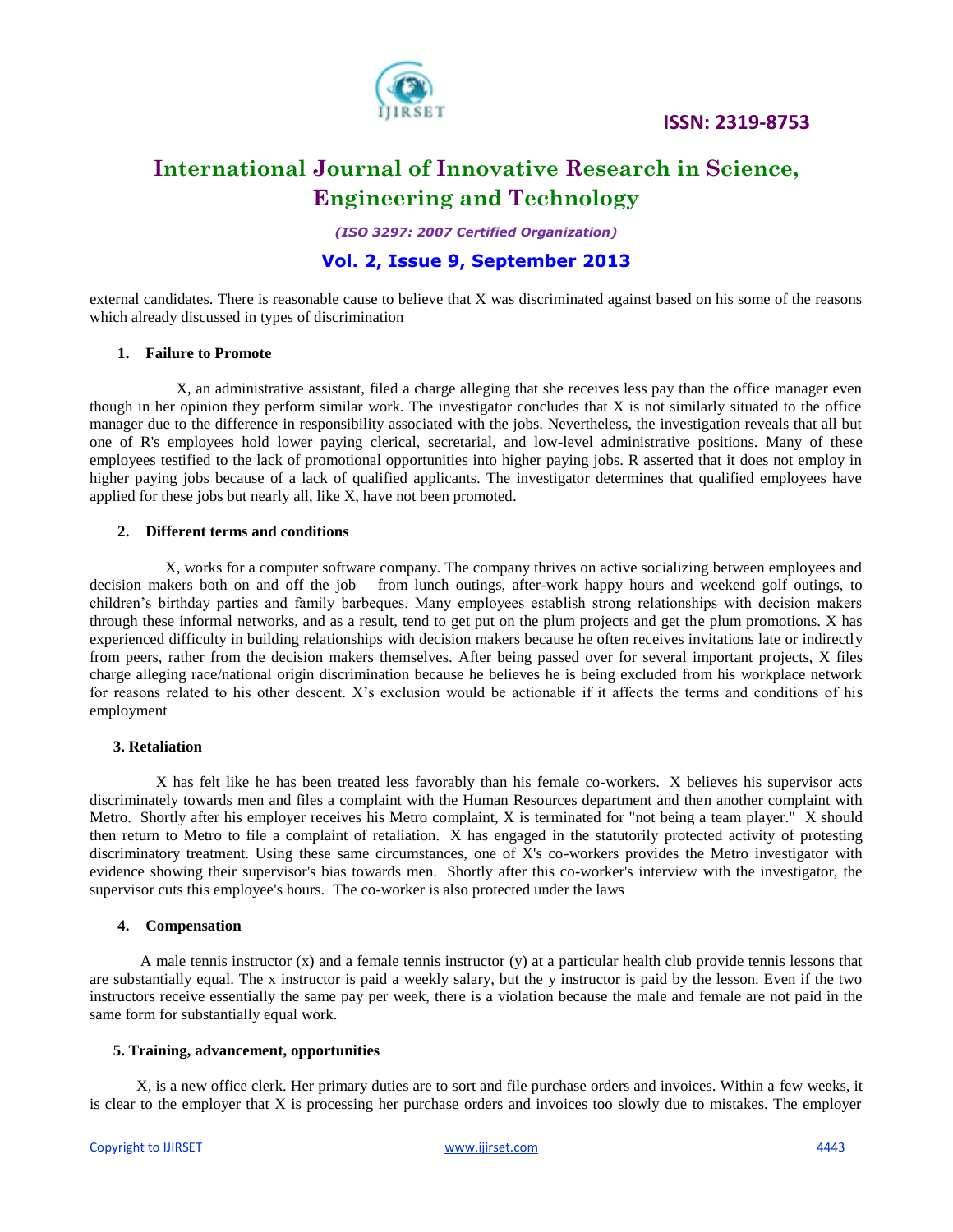external candidates. There is reasonable cause to believe that X was discriminated against based on his some of the reasons which already discussed in types of discrimination

### 1. Failure to Promote

X, an administrative assistant, filed a charge alleging that she receives less pay than the office manager even though in her opinion they perform similar work. The investigator concludes that X is not similarly situated to the office manager due to the difference in responsibility associated with the jobs. Nevertheless, the investigation reveals that all but one of R's employees hold lower paying clerical, secretarial, and low-level administrative positions. Many of these employees testified to the lack of promotional opportunities into higher paying jobs. R asserted that it does not employ in higher paying jobs because of a lack of qualified applicants. The investigator determines that qualified employees have applied for these jobs but nearly all, like X, have not been promoted.

### 2. Different terms and conditions

X, works for a computer software company. The company thrives on active socializing between employees and decision makers both on and off the job – from lunch outings, after-work happy hours and weekend golf outings, to children's birthday parties and family barbeques. Many employees establish strong relationships with decision makers through these informal networks, and as a result, tend to get put on the plum projects and get the plum promotions. X has experienced difficulty in building relationships with decision makers because he often receives invitations late or indirectly from peers, rather from the decision makers themselves. After being passed over for several important projects, X files charge alleging race/national origin discrimination because he believes he is being excluded from his workplace network for reasons related to his other descent. X's exclusion would be actionable if it affects the terms and conditions of his employment

### 3. Retaliation

X has felt like he has been treated less favorably than his female co-workers. X believes his supervisor acts discriminately towards men and files a complaint with the Human Resources department and then another complaint with Metro. Shortly after his employer receives his Metro complaint, X is terminated for "not being a team player." X should then return to Metro to file a complaint of retaliation. X has engaged in the statutorily protected activity of protesting discriminatory treatment. Using these same circumstances, one of X's co-workers provides the Metro investigator with evidence showing their supervisor's bias towards men. Shortly after this co-worker's interview with the investigator, the supervisor cuts this employee's hours. The co-worker is also protected under the laws

### 4. Compensation

A male tennis instructor (x) and a female tennis instructor (y) at a particular health club provide tennis lessons that are substantially equal. The x instructor is paid a weekly salary, but the y instructor is paid by the lesson. Even if the two instructors receive essentially the same pay per week, there is a violation because the male and female are not paid in the same form for substantially equal work.

### 5. Training, advancement, opportunities

X, is a new office clerk. Her primary duties are to sort and file purchase orders and invoices. Within a few weeks, it is clear to the employer that X is processing her purchase orders and invoices too slowly due to mistakes. The employer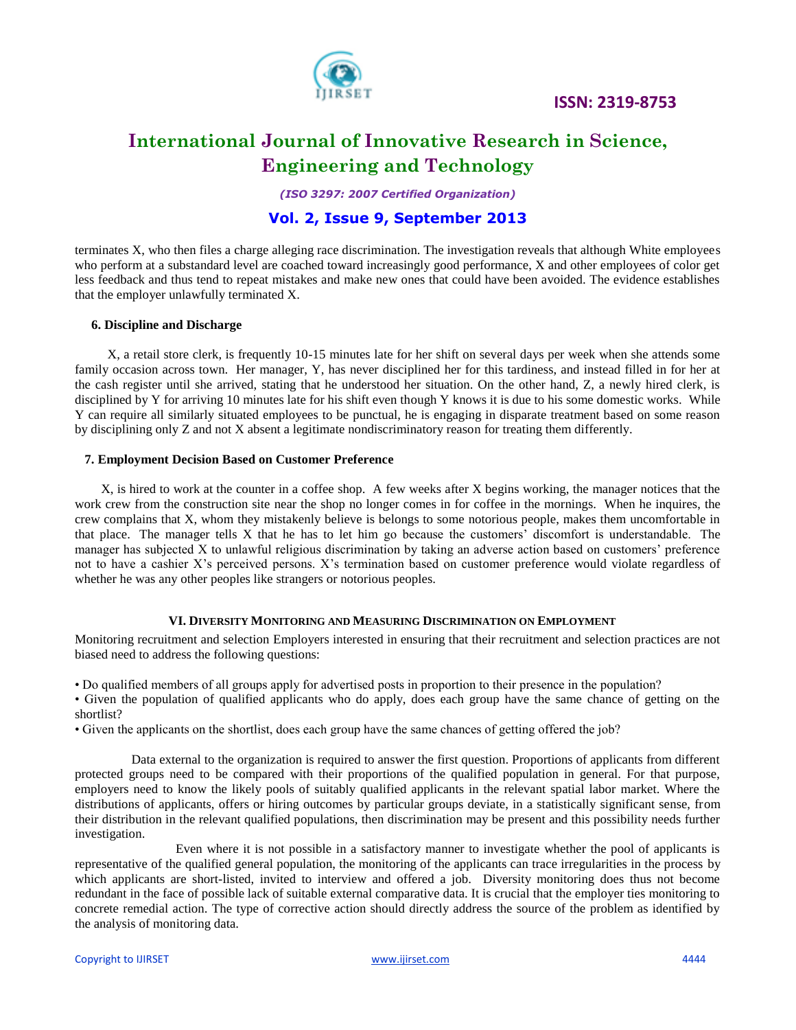terminates X, who then files a charge alleging race discrimination. The investigation reveals that although White employees who perform at a substandard level are coached toward increasingly good performance, X and other employees of color get less feedback and thus tend to repeat mistakes and make new ones that could have been avoided. The evidence establishes that the employer unlawfully terminated X.

### 6. Discipline and Discharge

X, a retail store clerk, is frequently 10-15 minutes late for her shift on several days per week when she attends some family occasion across town. Her manager, Y, has never disciplined her for this tardiness, and instead filled in for her at the cash register until she arrived, stating that he understood her situation. On the other hand, Z, a newly hired clerk, is disciplined by Y for arriving 10 minutes late for his shift even though Y knows it is due to his some domestic works. While Y can require all similarly situated employees to be punctual, he is engaging in disparate treatment based on some reason by disciplining only Z and not X absent a legitimate nondiscriminatory reason for treating them differently.

### 7. Employment Decision Based on Customer Preference

X, is hired to work at the counter in a coffee shop. A few weeks after X begins working, the manager notices that the work crew from the construction site near the shop no longer comes in for coffee in the mornings. When he inquires, the crew complains that X, whom they mistakenly believe is belongs to some notorious people, makes them uncomfortable in that place. The manager tells X that he has to let him go because the customers' discomfort is understandable. The manager has subjected X to unlawful religious discrimination by taking an adverse action based on customers' preference not to have a cashier X's perceived persons. X's termination based on customer preference would violate regardless of whether he was any other peoples like strangers or notorious peoples.

## VI. Diversity Monitoring and Measuring Discrimination on Employment

Monitoring recruitment and selection Employers interested in ensuring that their recruitment and selection practices are not biased need to address the following questions:

- Do qualified members of all groups apply for advertised posts in proportion to their presence in the population?
- Given the population of qualified applicants who do apply, does each group have the same chance of getting on the shortlist?
- Given the applicants on the shortlist, does each group have the same chances of getting offered the job?

Data external to the organization is required to answer the first question. Proportions of applicants from different protected groups need to be compared with their proportions of the qualified population in general. For that purpose, employers need to know the likely pools of suitably qualified applicants in the relevant spatial labor market. Where the distributions of applicants, offers or hiring outcomes by particular groups deviate, in a statistically significant sense, from their distribution in the relevant qualified populations, then discrimination may be present and this possibility needs further investigation.

Even where it is not possible in a satisfactory manner to investigate whether the pool of applicants is representative of the qualified general population, the monitoring of the applicants can trace irregularities in the process by which applicants are short-listed, invited to interview and offered a job. Diversity monitoring does thus not become redundant in the face of possible lack of suitable external comparative data. It is crucial that the employer ties monitoring to concrete remedial action. The type of corrective action should directly address the source of the problem as identified by the analysis of monitoring data.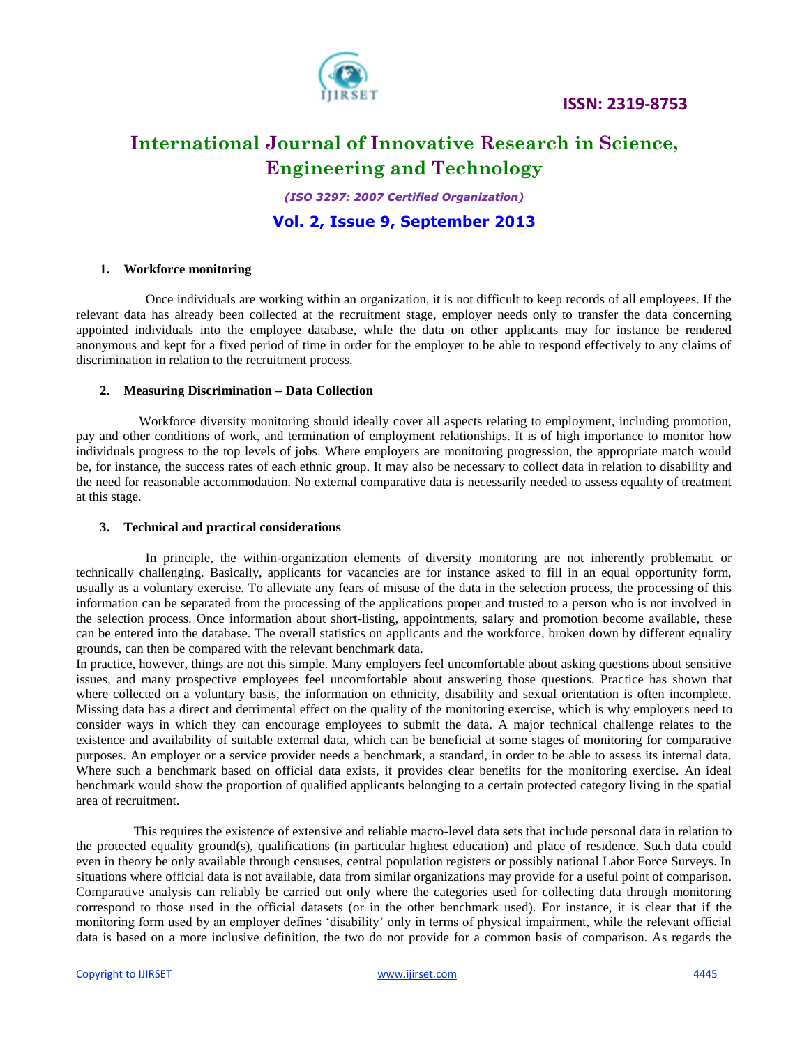### 1. Workforce monitoring

Once individuals are working within an organization, it is not difficult to keep records of all employees. If the relevant data has already been collected at the recruitment stage, employer needs only to transfer the data concerning appointed individuals into the employee database, while the data on other applicants may for instance be rendered anonymous and kept for a fixed period of time in order for the employer to be able to respond effectively to any claims of discrimination in relation to the recruitment process.

### 2. Measuring Discrimination – Data Collection

Workforce diversity monitoring should ideally cover all aspects relating to employment, including promotion, pay and other conditions of work, and termination of employment relationships. It is of high importance to monitor how individuals progress to the top levels of jobs. Where employers are monitoring progression, the appropriate match would be, for instance, the success rates of each ethnic group. It may also be necessary to collect data in relation to disability and the need for reasonable accommodation. No external comparative data is necessarily needed to assess equality of treatment at this stage.

### 3. Technical and practical considerations

In principle, the within-organization elements of diversity monitoring are not inherently problematic or technically challenging. Basically, applicants for vacancies are for instance asked to fill in an equal opportunity form, usually as a voluntary exercise. To alleviate any fears of misuse of the data in the selection process, the processing of this information can be separated from the processing of the applications proper and trusted to a person who is not involved in the selection process. Once information about short-listing, appointments, salary and promotion become available, these can be entered into the database. The overall statistics on applicants and the workforce, broken down by different equality grounds, can then be compared with the relevant benchmark data.

In practice, however, things are not this simple. Many employers feel uncomfortable about asking questions about sensitive issues, and many prospective employees feel uncomfortable about answering those questions. Practice has shown that where collected on a voluntary basis, the information on ethnicity, disability and sexual orientation is often incomplete. Missing data has a direct and detrimental effect on the quality of the monitoring exercise, which is why employers need to consider ways in which they can encourage employees to submit the data. A major technical challenge relates to the existence and availability of suitable external data, which can be beneficial at some stages of monitoring for comparative purposes. An employer or a service provider needs a benchmark, a standard, in order to be able to assess its internal data. Where such a benchmark based on official data exists, it provides clear benefits for the monitoring exercise. An ideal benchmark would show the proportion of qualified applicants belonging to a certain protected category living in the spatial area of recruitment.

This requires the existence of extensive and reliable macro-level data sets that include personal data in relation to the protected equality ground(s), qualifications (in particular highest education) and place of residence. Such data could even in theory be only available through censuses, central population registers or possibly national Labor Force Surveys. In situations where official data is not available, data from similar organizations may provide for a useful point of comparison. Comparative analysis can reliably be carried out only where the categories used for collecting data through monitoring correspond to those used in the official datasets (or in the other benchmark used). For instance, it is clear that if the monitoring form used by an employer defines 'disability' only in terms of physical impairment, while the relevant official data is based on a more inclusive definition, the two do not provide for a common basis of comparison. As regards the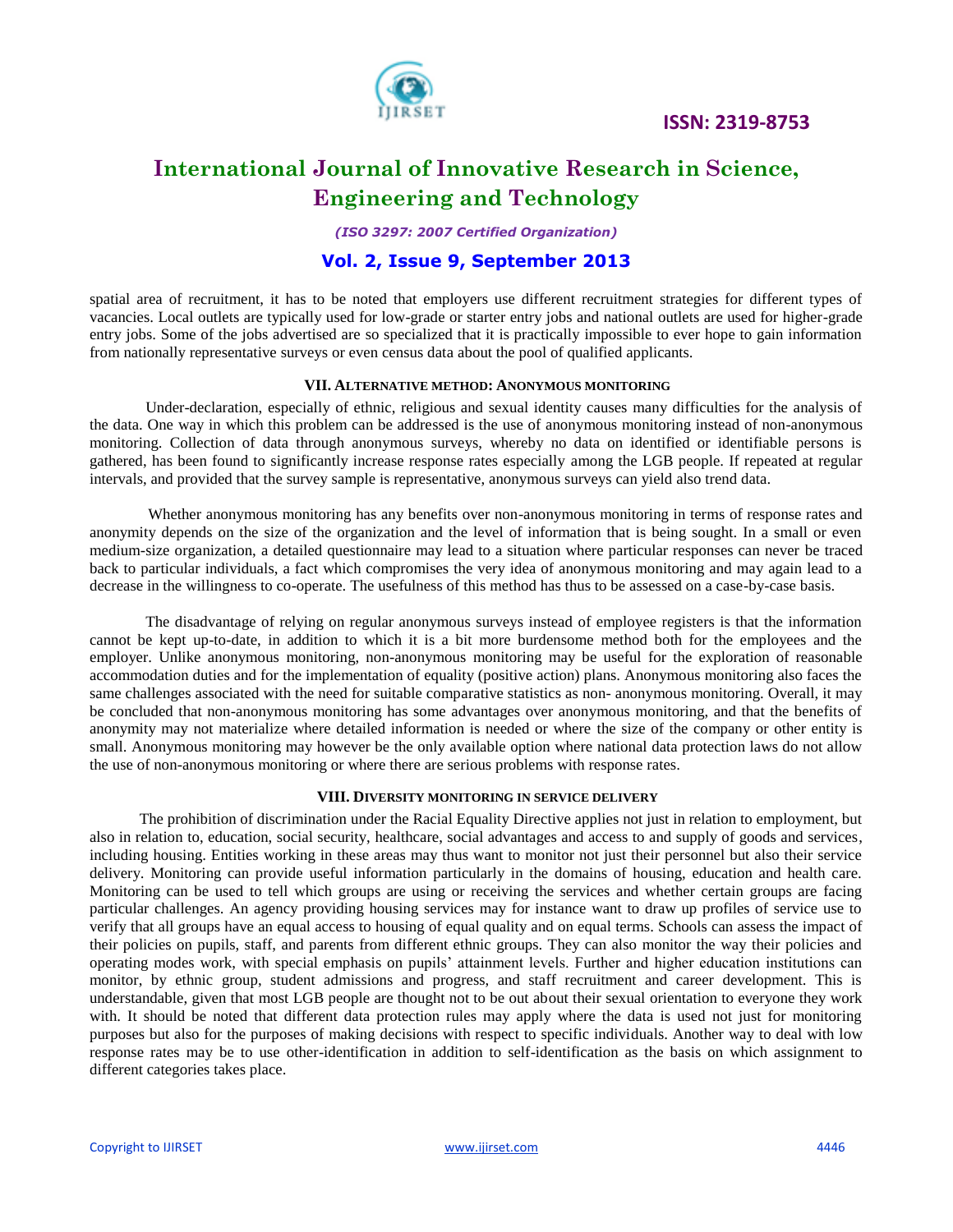spatial area of recruitment, it has to be noted that employers use different recruitment strategies for different types of vacancies. Local outlets are typically used for low-grade or starter entry jobs and national outlets are used for higher-grade entry jobs. Some of the jobs advertised are so specialized that it is practically impossible to ever hope to gain information from nationally representative surveys or even census data about the pool of qualified applicants.

## VII. Alternative method: Anonymous monitoring

Under-declaration, especially of ethnic, religious and sexual identity causes many difficulties for the analysis of the data. One way in which this problem can be addressed is the use of anonymous monitoring instead of non-anonymous monitoring. Collection of data through anonymous surveys, whereby no data on identified or identifiable persons is gathered, has been found to significantly increase response rates especially among the LGB people. If repeated at regular intervals, and provided that the survey sample is representative, anonymous surveys can yield also trend data.

Whether anonymous monitoring has any benefits over non-anonymous monitoring in terms of response rates and anonymity depends on the size of the organization and the level of information that is being sought. In a small or even medium-size organization, a detailed questionnaire may lead to a situation where particular responses can never be traced back to particular individuals, a fact which compromises the very idea of anonymous monitoring and may again lead to a decrease in the willingness to co-operate. The usefulness of this method has thus to be assessed on a case-by-case basis.

The disadvantage of relying on regular anonymous surveys instead of employee registers is that the information cannot be kept up-to-date, in addition to which it is a bit more burdensome method both for the employees and the employer. Unlike anonymous monitoring, non-anonymous monitoring may be useful for the exploration of reasonable accommodation duties and for the implementation of equality (positive action) plans. Anonymous monitoring also faces the same challenges associated with the need for suitable comparative statistics as non- anonymous monitoring. Overall, it may be concluded that non-anonymous monitoring has some advantages over anonymous monitoring, and that the benefits of anonymity may not materialize where detailed information is needed or where the size of the company or other entity is small. Anonymous monitoring may however be the only available option where national data protection laws do not allow the use of non-anonymous monitoring or where there are serious problems with response rates.

## VIII. Diversity monitoring in service delivery

The prohibition of discrimination under the Racial Equality Directive applies not just in relation to employment, but also in relation to, education, social security, healthcare, social advantages and access to and supply of goods and services, including housing. Entities working in these areas may thus want to monitor not just their personnel but also their service delivery. Monitoring can provide useful information particularly in the domains of housing, education and health care. Monitoring can be used to tell which groups are using or receiving the services and whether certain groups are facing particular challenges. An agency providing housing services may for instance want to draw up profiles of service use to verify that all groups have an equal access to housing of equal quality and on equal terms. Schools can assess the impact of their policies on pupils, staff, and parents from different ethnic groups. They can also monitor the way their policies and operating modes work, with special emphasis on pupils' attainment levels. Further and higher education institutions can monitor, by ethnic group, student admissions and progress, and staff recruitment and career development. This is understandable, given that most LGB people are thought not to be out about their sexual orientation to everyone they work with. It should be noted that different data protection rules may apply where the data is used not just for monitoring purposes but also for the purposes of making decisions with respect to specific individuals. Another way to deal with low response rates may be to use other-identification in addition to self-identification as the basis on which assignment to different categories takes place.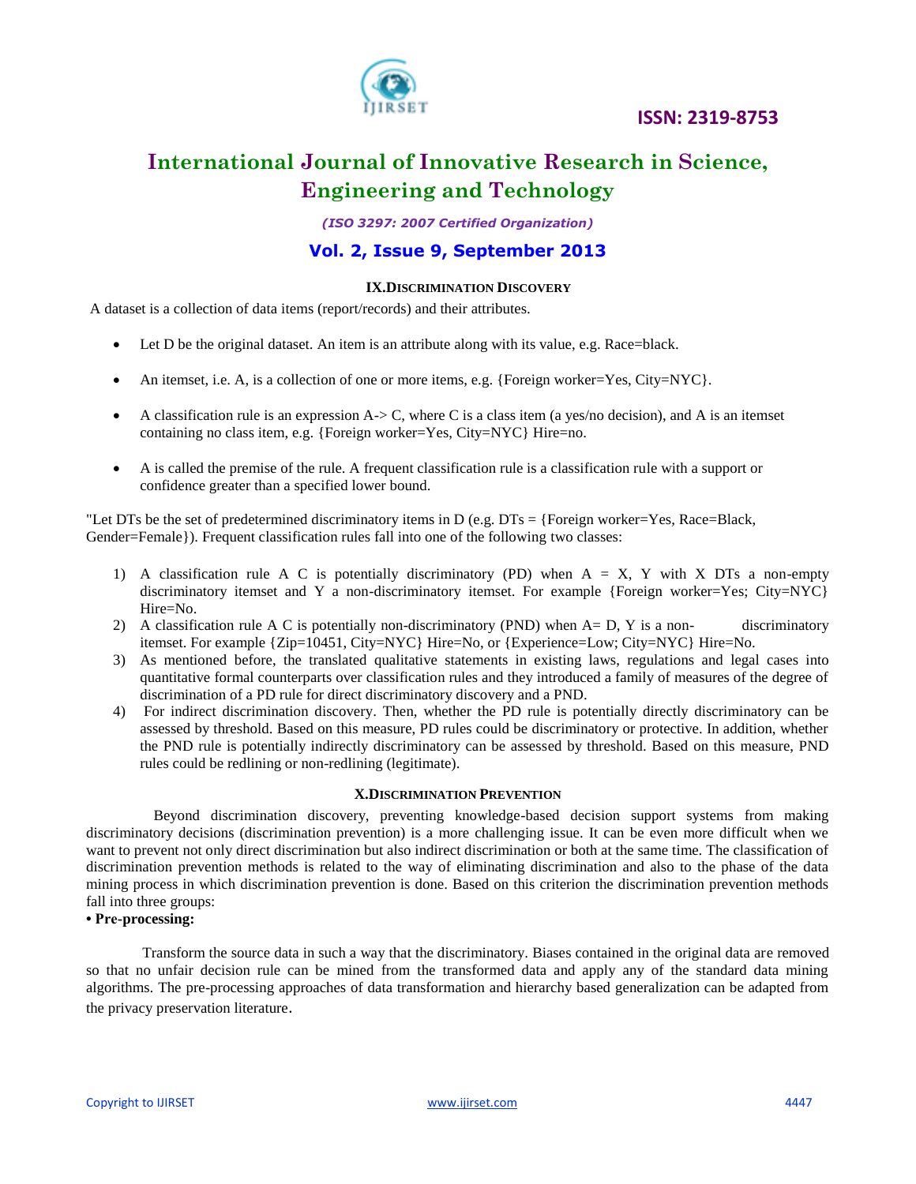### IX.DISCRIMINATION DISCOVERY

A dataset is a collection of data items (report/records) and their attributes.

- Let D be the original dataset. An item is an attribute along with its value, e.g. Race=black.
- An itemset, i.e. A, is a collection of one or more items, e.g. {Foreign worker=Yes, City=NYC}.
- A classification rule is an expression A-> C, where C is a class item (a yes/no decision), and A is an itemset containing no class item, e.g. {Foreign worker=Yes, City=NYC} Hire=no.
- A is called the premise of the rule. A frequent classification rule is a classification rule with a support or confidence greater than a specified lower bound.

"Let DTs be the set of predetermined discriminatory items in D (e.g. DTs = {Foreign worker=Yes, Race=Black, Gender=Female}). Frequent classification rules fall into one of the following two classes:

1) A classification rule A C is potentially discriminatory (PD) when A = X, Y with X DTs a non-empty discriminatory itemset and Y a non-discriminatory itemset. For example {Foreign worker=Yes; City=NYC} Hire=No.
2) A classification rule A C is potentially non-discriminatory (PND) when A= D, Y is a non- discriminatory itemset. For example {Zip=10451, City=NYC} Hire=No, or {Experience=Low; City=NYC} Hire=No.
3) As mentioned before, the translated qualitative statements in existing laws, regulations and legal cases into quantitative formal counterparts over classification rules and they introduced a family of measures of the degree of discrimination of a PD rule for direct discriminatory discovery and a PND.
4) For indirect discrimination discovery. Then, whether the PD rule is potentially directly discriminatory can be assessed by threshold. Based on this measure, PD rules could be discriminatory or protective. In addition, whether the PND rule is potentially indirectly discriminatory can be assessed by threshold. Based on this measure, PND rules could be redlining or non-redlining (legitimate).

### X.DISCRIMINATION PREVENTION

Beyond discrimination discovery, preventing knowledge-based decision support systems from making discriminatory decisions (discrimination prevention) is a more challenging issue. It can be even more difficult when we want to prevent not only direct discrimination but also indirect discrimination or both at the same time. The classification of discrimination prevention methods is related to the way of eliminating discrimination and also to the phase of the data mining process in which discrimination prevention is done. Based on this criterion the discrimination prevention methods fall into three groups:

**• Pre-processing:**

Transform the source data in such a way that the discriminatory. Biases contained in the original data are removed so that no unfair decision rule can be mined from the transformed data and apply any of the standard data mining algorithms. The pre-processing approaches of data transformation and hierarchy based generalization can be adapted from the privacy preservation literature.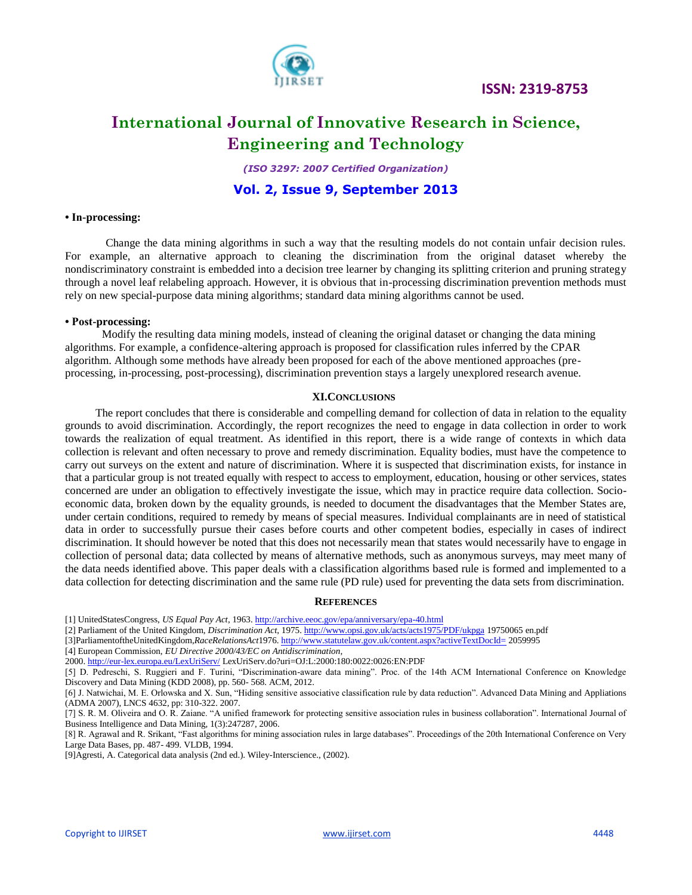**• In-processing:**

Change the data mining algorithms in such a way that the resulting models do not contain unfair decision rules. For example, an alternative approach to cleaning the discrimination from the original dataset whereby the nondiscriminatory constraint is embedded into a decision tree learner by changing its splitting criterion and pruning strategy through a novel leaf relabeling approach. However, it is obvious that in-processing discrimination prevention methods must rely on new special-purpose data mining algorithms; standard data mining algorithms cannot be used.

**• Post-processing:**

Modify the resulting data mining models, instead of cleaning the original dataset or changing the data mining algorithms. For example, a confidence-altering approach is proposed for classification rules inferred by the CPAR algorithm. Although some methods have already been proposed for each of the above mentioned approaches (pre-processing, in-processing, post-processing), discrimination prevention stays a largely unexplored research avenue.

## XI. CONCLUSIONS

The report concludes that there is considerable and compelling demand for collection of data in relation to the equality grounds to avoid discrimination. Accordingly, the report recognizes the need to engage in data collection in order to work towards the realization of equal treatment. As identified in this report, there is a wide range of contexts in which data collection is relevant and often necessary to prove and remedy discrimination. Equality bodies, must have the competence to carry out surveys on the extent and nature of discrimination. Where it is suspected that discrimination exists, for instance in that a particular group is not treated equally with respect to access to employment, education, housing or other services, states concerned are under an obligation to effectively investigate the issue, which may in practice require data collection. Socio-economic data, broken down by the equality grounds, is needed to document the disadvantages that the Member States are, under certain conditions, required to remedy by means of special measures. Individual complainants are in need of statistical data in order to successfully pursue their cases before courts and other competent bodies, especially in cases of indirect discrimination. It should however be noted that this does not necessarily mean that states would necessarily have to engage in collection of personal data; data collected by means of alternative methods, such as anonymous surveys, may meet many of the data needs identified above. This paper deals with a classification algorithms based rule is formed and implemented to a data collection for detecting discrimination and the same rule (PD rule) used for preventing the data sets from discrimination.

## REFERENCES

[1] UnitedStatesCongress, *US Equal Pay Act*, 1963. http://archive.eeoc.gov/epa/anniversary/epa-40.html

[2] Parliament of the United Kingdom, *Discrimination Act*, 1975. http://www.opsi.gov.uk/acts/acts1975/PDF/ukpga 19750065 en.pdf

[3]ParliamentoftheUnitedKingdom,*RaceRelationsAct*1976. http://www.statutelaw.gov.uk/content.aspx?activeTextDocId= 2059995

[4] European Commission, *EU Directive 2000/43/EC on Antidiscrimination*, 2000. http://eur-lex.europa.eu/LexUriServ/ LexUriServ.do?uri=OJ:L:2000:180:0022:0026:EN:PDF

[5] D. Pedreschi, S. Ruggieri and F. Turini, "Discrimination-aware data mining". Proc. of the 14th ACM International Conference on Knowledge Discovery and Data Mining (KDD 2008), pp. 560- 568. ACM, 2012.

[6] J. Natwichai, M. E. Orlowska and X. Sun, "Hiding sensitive associative classification rule by data reduction". Advanced Data Mining and Appliations (ADMA 2007), LNCS 4632, pp: 310-322. 2007.

[7] S. R. M. Oliveira and O. R. Zaiane. "A unified framework for protecting sensitive association rules in business collaboration". International Journal of Business Intelligence and Data Mining, 1(3):247287, 2006.

[8] R. Agrawal and R. Srikant, "Fast algorithms for mining association rules in large databases". Proceedings of the 20th International Conference on Very Large Data Bases, pp. 487- 499. VLDB, 1994.

[9]Agresti, A. Categorical data analysis (2nd ed.). Wiley-Interscience., (2002).